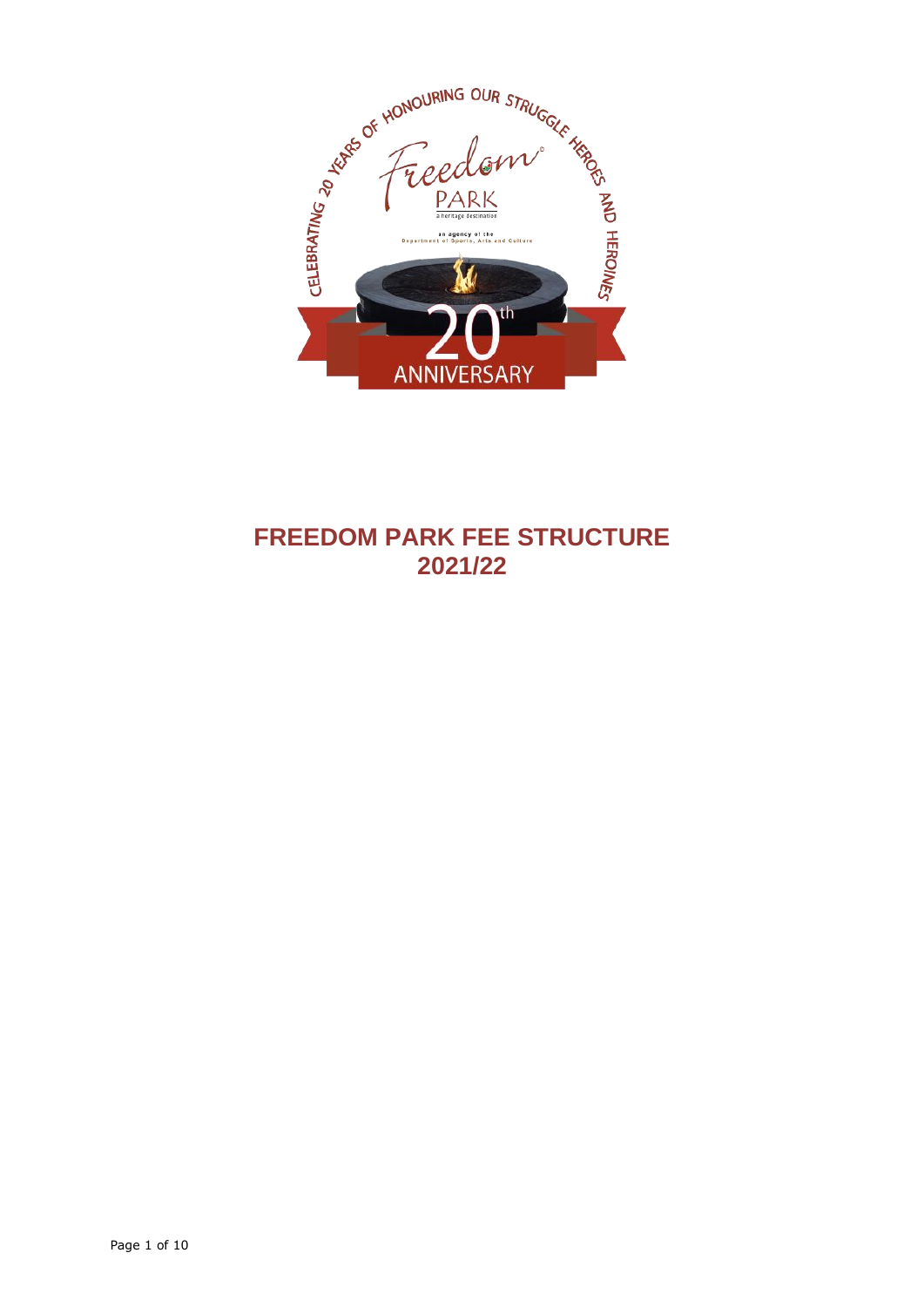# FREEDOM PARK FEE STRUCTURE 2021/22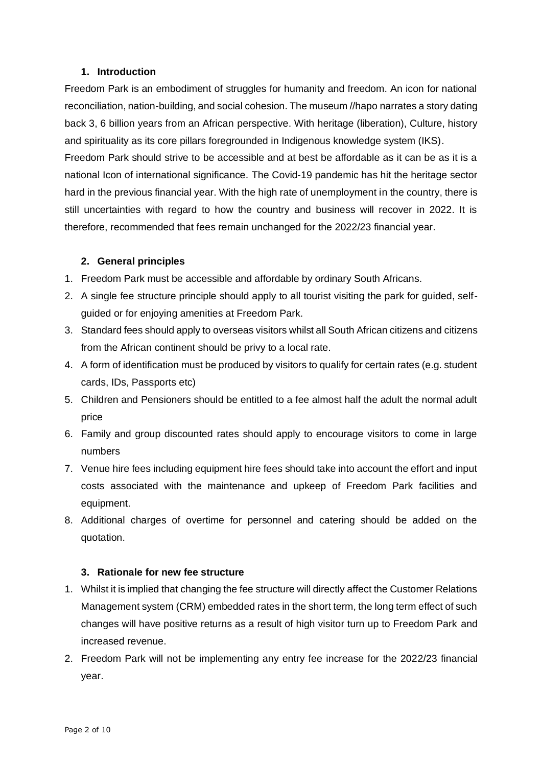## 1. Introduction

Freedom Park is an embodiment of struggles for humanity and freedom. An icon for national reconciliation, nation-building, and social cohesion. The museum //hapo narrates a story dating back 3, 6 billion years from an African perspective. With heritage (liberation), Culture, history and spirituality as its core pillars foregrounded in Indigenous knowledge system (IKS).

Freedom Park should strive to be accessible and at best be affordable as it can be as it is a national Icon of international significance. The Covid-19 pandemic has hit the heritage sector hard in the previous financial year. With the high rate of unemployment in the country, there is still uncertainties with regard to how the country and business will recover in 2022. It is therefore, recommended that fees remain unchanged for the 2022/23 financial year.

## 2. General principles

1. Freedom Park must be accessible and affordable by ordinary South Africans.
2. A single fee structure principle should apply to all tourist visiting the park for guided, self-guided or for enjoying amenities at Freedom Park.
3. Standard fees should apply to overseas visitors whilst all South African citizens and citizens from the African continent should be privy to a local rate.
4. A form of identification must be produced by visitors to qualify for certain rates (e.g. student cards, IDs, Passports etc)
5. Children and Pensioners should be entitled to a fee almost half the adult the normal adult price
6. Family and group discounted rates should apply to encourage visitors to come in large numbers
7. Venue hire fees including equipment hire fees should take into account the effort and input costs associated with the maintenance and upkeep of Freedom Park facilities and equipment.
8. Additional charges of overtime for personnel and catering should be added on the quotation.

## 3. Rationale for new fee structure

1. Whilst it is implied that changing the fee structure will directly affect the Customer Relations Management system (CRM) embedded rates in the short term, the long term effect of such changes will have positive returns as a result of high visitor turn up to Freedom Park and increased revenue.
2. Freedom Park will not be implementing any entry fee increase for the 2022/23 financial year.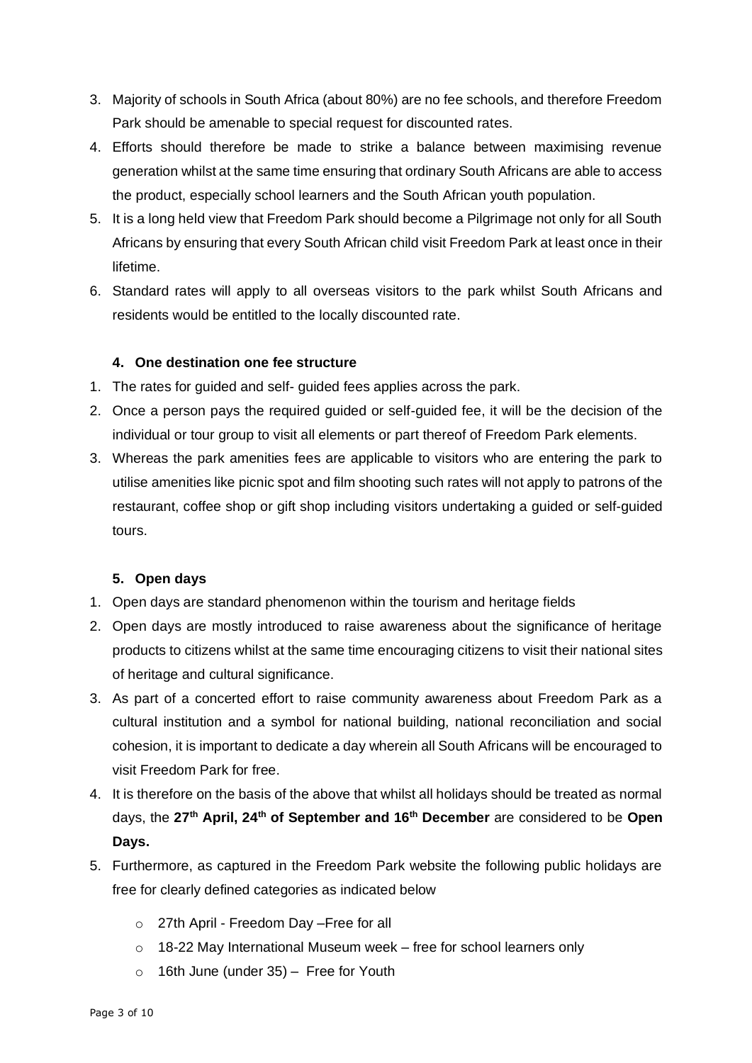3. Majority of schools in South Africa (about 80%) are no fee schools, and therefore Freedom Park should be amenable to special request for discounted rates.
4. Efforts should therefore be made to strike a balance between maximising revenue generation whilst at the same time ensuring that ordinary South Africans are able to access the product, especially school learners and the South African youth population.
5. It is a long held view that Freedom Park should become a Pilgrimage not only for all South Africans by ensuring that every South African child visit Freedom Park at least once in their lifetime.
6. Standard rates will apply to all overseas visitors to the park whilst South Africans and residents would be entitled to the locally discounted rate.

#### 4. One destination one fee structure

1. The rates for guided and self- guided fees applies across the park.
2. Once a person pays the required guided or self-guided fee, it will be the decision of the individual or tour group to visit all elements or part thereof of Freedom Park elements.
3. Whereas the park amenities fees are applicable to visitors who are entering the park to utilise amenities like picnic spot and film shooting such rates will not apply to patrons of the restaurant, coffee shop or gift shop including visitors undertaking a guided or self-guided tours.

#### 5. Open days

1. Open days are standard phenomenon within the tourism and heritage fields
2. Open days are mostly introduced to raise awareness about the significance of heritage products to citizens whilst at the same time encouraging citizens to visit their national sites of heritage and cultural significance.
3. As part of a concerted effort to raise community awareness about Freedom Park as a cultural institution and a symbol for national building, national reconciliation and social cohesion, it is important to dedicate a day wherein all South Africans will be encouraged to visit Freedom Park for free.
4. It is therefore on the basis of the above that whilst all holidays should be treated as normal days, the **27th April, 24th of September and 16th December** are considered to be **Open Days.**
5. Furthermore, as captured in the Freedom Park website the following public holidays are free for clearly defined categories as indicated below
   - 27th April - Freedom Day –Free for all
   - 18-22 May International Museum week – free for school learners only
   - 16th June (under 35) – Free for Youth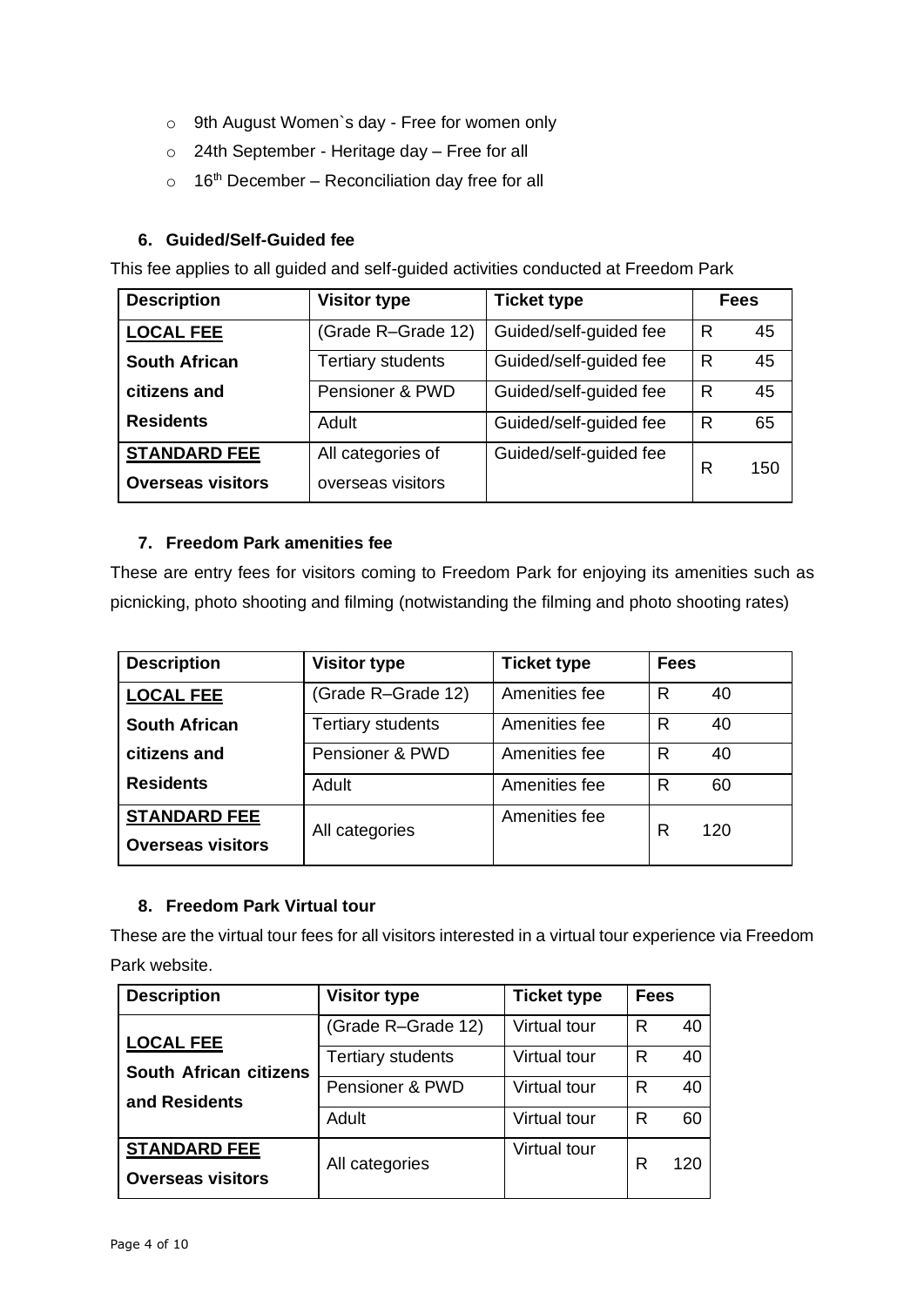- 9th August Women`s day - Free for women only
- 24th September - Heritage day – Free for all
- 16th December – Reconciliation day free for all

### 6. Guided/Self-Guided fee

This fee applies to all guided and self-guided activities conducted at Freedom Park

| Description | Visitor type | Ticket type | Fees |
|---|---|---|---|
| **LOCAL FEE** | (Grade R–Grade 12) | Guided/self-guided fee | R 45 |
| **South African** | Tertiary students | Guided/self-guided fee | R 45 |
| **citizens and** | Pensioner & PWD | Guided/self-guided fee | R 45 |
| **Residents** | Adult | Guided/self-guided fee | R 65 |
| **STANDARD FEE Overseas visitors** | All categories of overseas visitors | Guided/self-guided fee | R 150 |

### 7. Freedom Park amenities fee

These are entry fees for visitors coming to Freedom Park for enjoying its amenities such as picnicking, photo shooting and filming (notwistanding the filming and photo shooting rates)

| Description | Visitor type | Ticket type | Fees |
|---|---|---|---|
| **LOCAL FEE** | (Grade R–Grade 12) | Amenities fee | R 40 |
| **South African** | Tertiary students | Amenities fee | R 40 |
| **citizens and** | Pensioner & PWD | Amenities fee | R 40 |
| **Residents** | Adult | Amenities fee | R 60 |
| **STANDARD FEE Overseas visitors** | All categories | Amenities fee | R 120 |

### 8. Freedom Park Virtual tour

These are the virtual tour fees for all visitors interested in a virtual tour experience via Freedom Park website.

| Description | Visitor type | Ticket type | Fees |
|---|---|---|---|
| **LOCAL FEE South African citizens and Residents** | (Grade R–Grade 12) | Virtual tour | R 40 |
| | Tertiary students | Virtual tour | R 40 |
| | Pensioner & PWD | Virtual tour | R 40 |
| | Adult | Virtual tour | R 60 |
| **STANDARD FEE Overseas visitors** | All categories | Virtual tour | R 120 |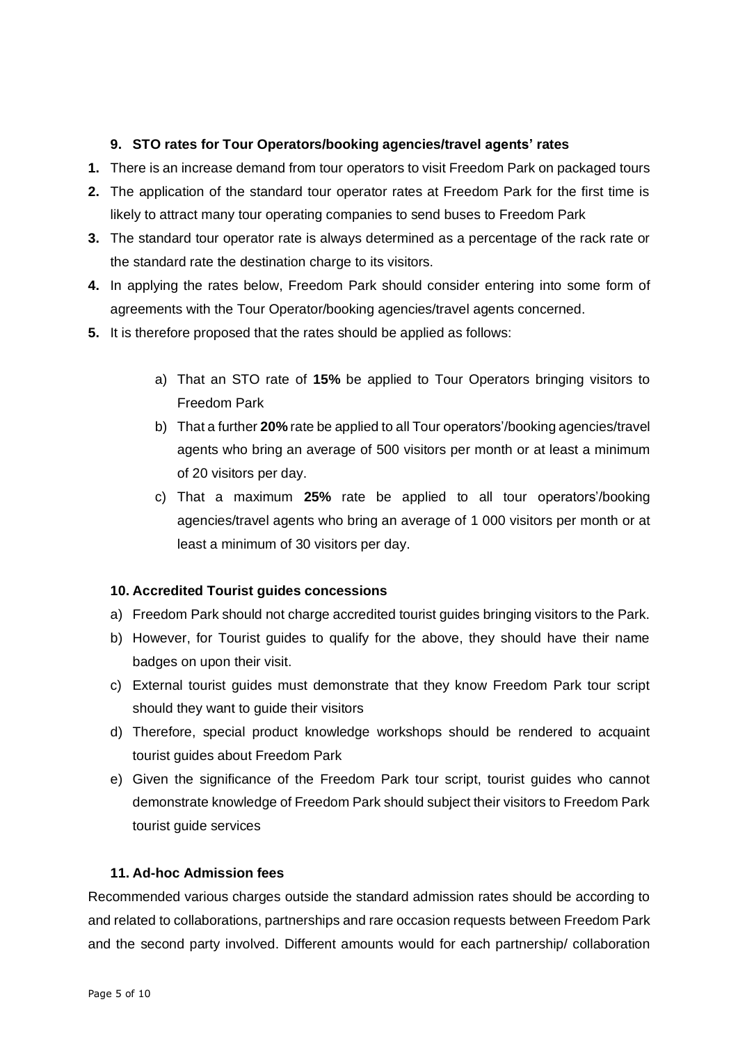## 9. STO rates for Tour Operators/booking agencies/travel agents' rates

1. There is an increase demand from tour operators to visit Freedom Park on packaged tours
2. The application of the standard tour operator rates at Freedom Park for the first time is likely to attract many tour operating companies to send buses to Freedom Park
3. The standard tour operator rate is always determined as a percentage of the rack rate or the standard rate the destination charge to its visitors.
4. In applying the rates below, Freedom Park should consider entering into some form of agreements with the Tour Operator/booking agencies/travel agents concerned.
5. It is therefore proposed that the rates should be applied as follows:

   a) That an STO rate of **15%** be applied to Tour Operators bringing visitors to Freedom Park

   b) That a further **20%** rate be applied to all Tour operators'/booking agencies/travel agents who bring an average of 500 visitors per month or at least a minimum of 20 visitors per day.

   c) That a maximum **25%** rate be applied to all tour operators'/booking agencies/travel agents who bring an average of 1 000 visitors per month or at least a minimum of 30 visitors per day.

## 10. Accredited Tourist guides concessions

a) Freedom Park should not charge accredited tourist guides bringing visitors to the Park.

b) However, for Tourist guides to qualify for the above, they should have their name badges on upon their visit.

c) External tourist guides must demonstrate that they know Freedom Park tour script should they want to guide their visitors

d) Therefore, special product knowledge workshops should be rendered to acquaint tourist guides about Freedom Park

e) Given the significance of the Freedom Park tour script, tourist guides who cannot demonstrate knowledge of Freedom Park should subject their visitors to Freedom Park tourist guide services

## 11. Ad-hoc Admission fees

Recommended various charges outside the standard admission rates should be according to and related to collaborations, partnerships and rare occasion requests between Freedom Park and the second party involved. Different amounts would for each partnership/ collaboration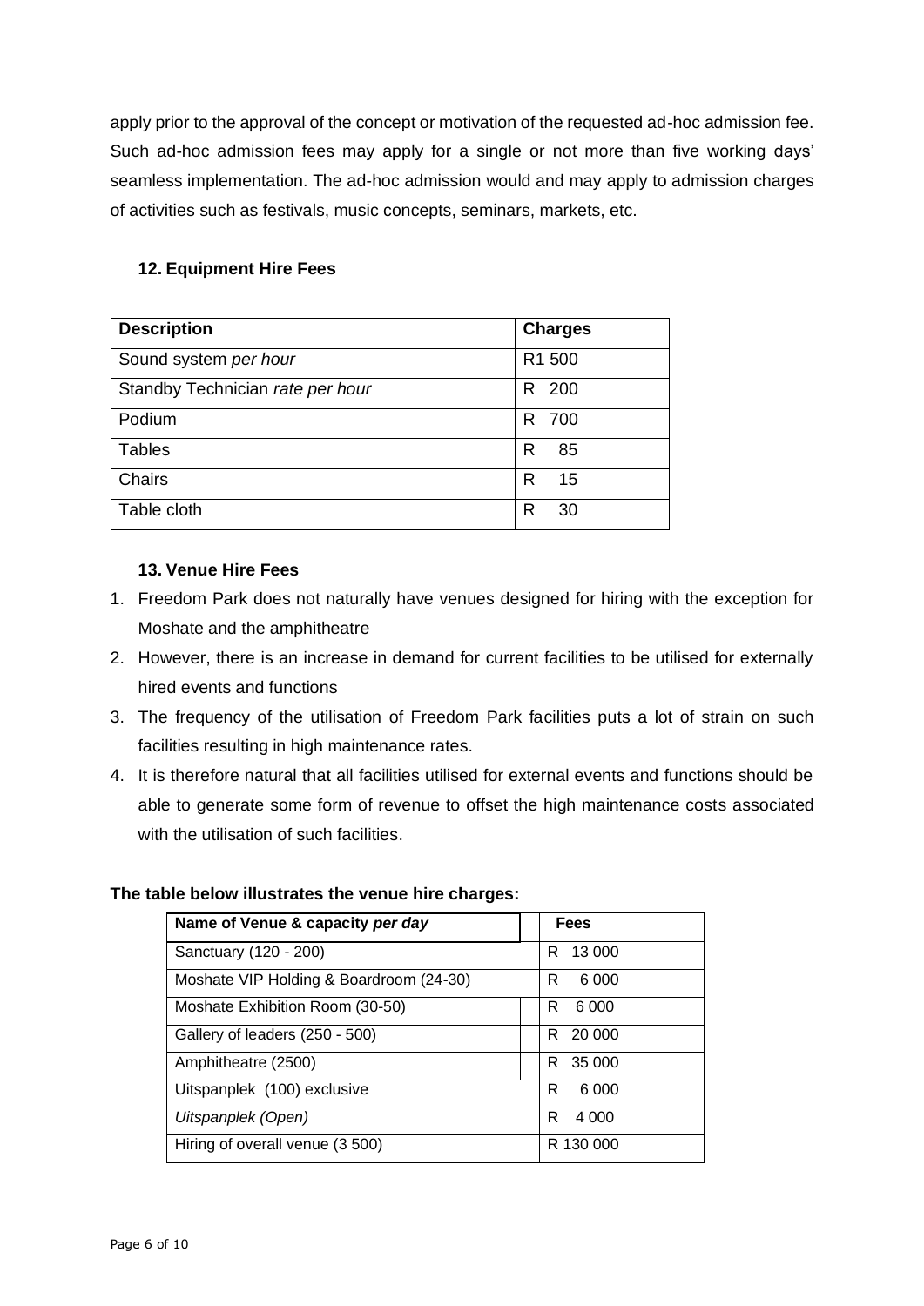apply prior to the approval of the concept or motivation of the requested ad-hoc admission fee. Such ad-hoc admission fees may apply for a single or not more than five working days' seamless implementation. The ad-hoc admission would and may apply to admission charges of activities such as festivals, music concepts, seminars, markets, etc.

## 12. Equipment Hire Fees

| Description | Charges |
| --- | --- |
| Sound system *per hour* | R1 500 |
| Standby Technician *rate per hour* | R 200 |
| Podium | R 700 |
| Tables | R 85 |
| Chairs | R 15 |
| Table cloth | R 30 |

## 13. Venue Hire Fees

1. Freedom Park does not naturally have venues designed for hiring with the exception for Moshate and the amphitheatre
2. However, there is an increase in demand for current facilities to be utilised for externally hired events and functions
3. The frequency of the utilisation of Freedom Park facilities puts a lot of strain on such facilities resulting in high maintenance rates.
4. It is therefore natural that all facilities utilised for external events and functions should be able to generate some form of revenue to offset the high maintenance costs associated with the utilisation of such facilities.

**The table below illustrates the venue hire charges:**

| Name of Venue & capacity *per day* | Fees |
| --- | --- |
| Sanctuary (120 - 200) | R 13 000 |
| Moshate VIP Holding & Boardroom (24-30) | R 6 000 |
| Moshate Exhibition Room (30-50) | R 6 000 |
| Gallery of leaders (250 - 500) | R 20 000 |
| Amphitheatre (2500) | R 35 000 |
| Uitspanplek (100) exclusive | R 6 000 |
| *Uitspanplek (Open)* | R 4 000 |
| Hiring of overall venue (3 500) | R 130 000 |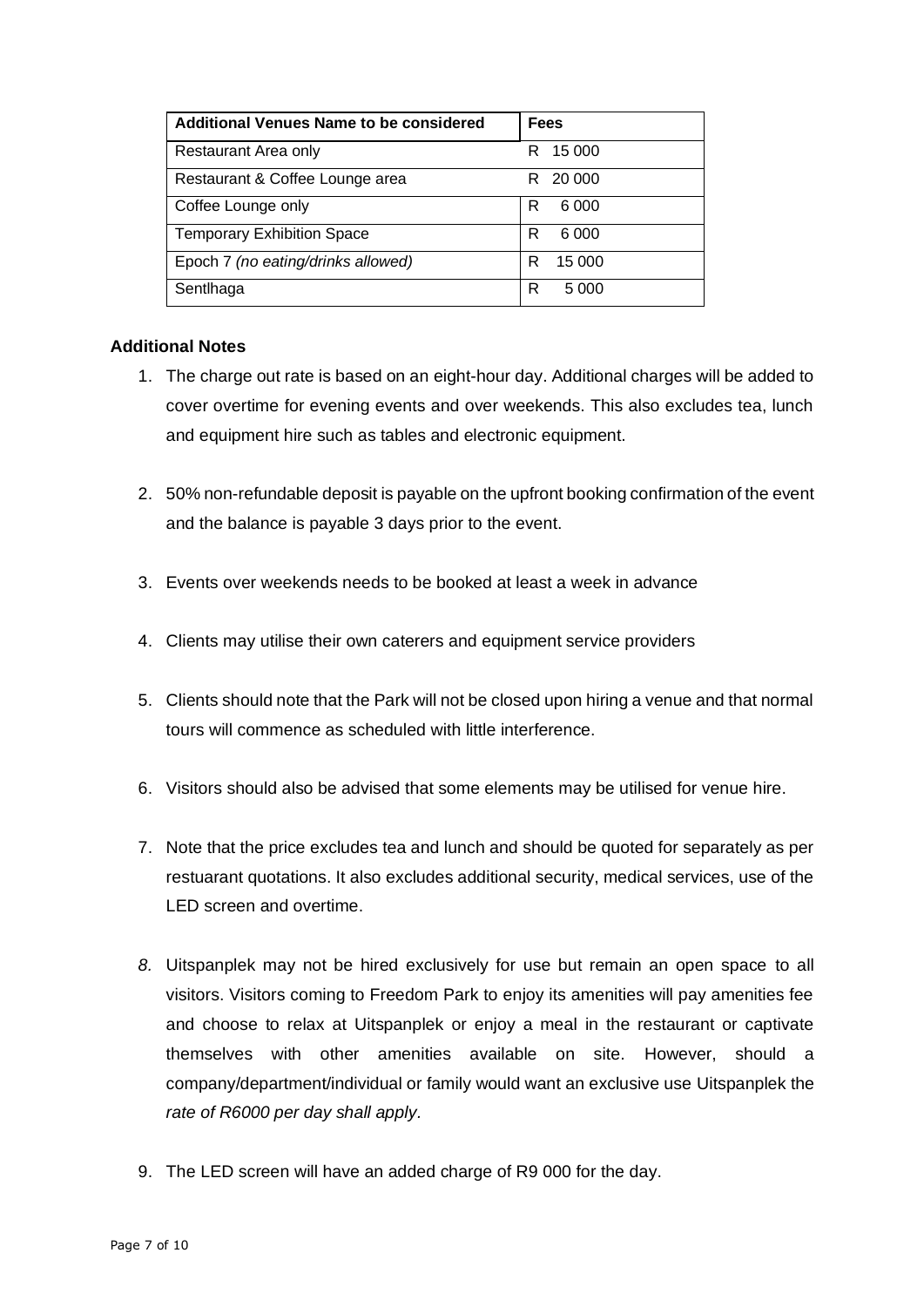| **Additional Venues Name to be considered** | **Fees** |
|---|---|
| Restaurant Area only | R 15 000 |
| Restaurant & Coffee Lounge area | R 20 000 |
| Coffee Lounge only | R 6 000 |
| Temporary Exhibition Space | R 6 000 |
| Epoch 7 *(no eating/drinks allowed)* | R 15 000 |
| Sentlhaga | R 5 000 |

**Additional Notes**

1. The charge out rate is based on an eight-hour day. Additional charges will be added to cover overtime for evening events and over weekends. This also excludes tea, lunch and equipment hire such as tables and electronic equipment.

2. 50% non-refundable deposit is payable on the upfront booking confirmation of the event and the balance is payable 3 days prior to the event.

3. Events over weekends needs to be booked at least a week in advance

4. Clients may utilise their own caterers and equipment service providers

5. Clients should note that the Park will not be closed upon hiring a venue and that normal tours will commence as scheduled with little interference.

6. Visitors should also be advised that some elements may be utilised for venue hire.

7. Note that the price excludes tea and lunch and should be quoted for separately as per restuarant quotations. It also excludes additional security, medical services, use of the LED screen and overtime.

8. Uitspanplek may not be hired exclusively for use but remain an open space to all visitors. Visitors coming to Freedom Park to enjoy its amenities will pay amenities fee and choose to relax at Uitspanplek or enjoy a meal in the restaurant or captivate themselves with other amenities available on site. However, should a company/department/individual or family would want an exclusive use Uitspanplek the *rate of R6000 per day shall apply*.

9. The LED screen will have an added charge of R9 000 for the day.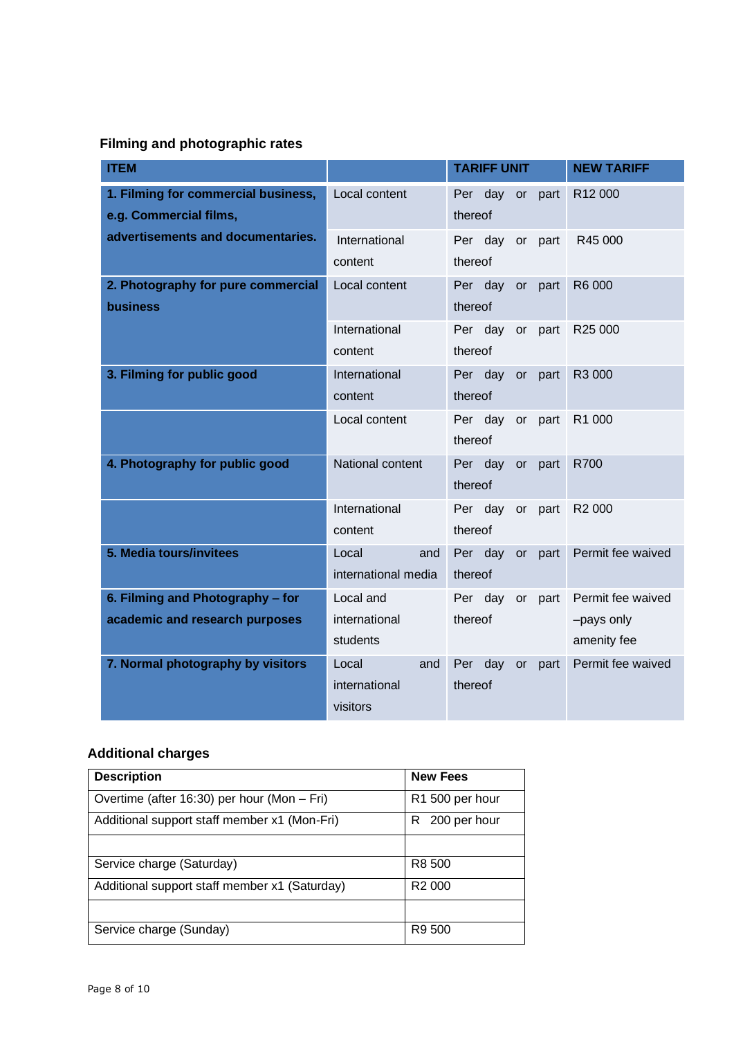### Filming and photographic rates

| ITEM | | TARIFF UNIT | NEW TARIFF |
|---|---|---|---|
| **1. Filming for commercial business, e.g. Commercial films, advertisements and documentaries.** | Local content | Per day or part thereof | R12 000 |
| | International content | Per day or part thereof | R45 000 |
| **2. Photography for pure commercial business** | Local content | Per day or part thereof | R6 000 |
| | International content | Per day or part thereof | R25 000 |
| **3. Filming for public good** | International content | Per day or part thereof | R3 000 |
| | Local content | Per day or part thereof | R1 000 |
| **4. Photography for public good** | National content | Per day or part thereof | R700 |
| | International content | Per day or part thereof | R2 000 |
| **5. Media tours/invitees** | Local and international media | Per day or part thereof | Permit fee waived |
| **6. Filming and Photography – for academic and research purposes** | Local and international students | Per day or part thereof | Permit fee waived –pays only amenity fee |
| **7. Normal photography by visitors** | Local and international visitors | Per day or part thereof | Permit fee waived |

### Additional charges

| Description | New Fees |
|---|---|
| Overtime (after 16:30) per hour (Mon – Fri) | R1 500 per hour |
| Additional support staff member x1 (Mon-Fri) | R 200 per hour |
| | |
| Service charge (Saturday) | R8 500 |
| Additional support staff member x1 (Saturday) | R2 000 |
| | |
| Service charge (Sunday) | R9 500 |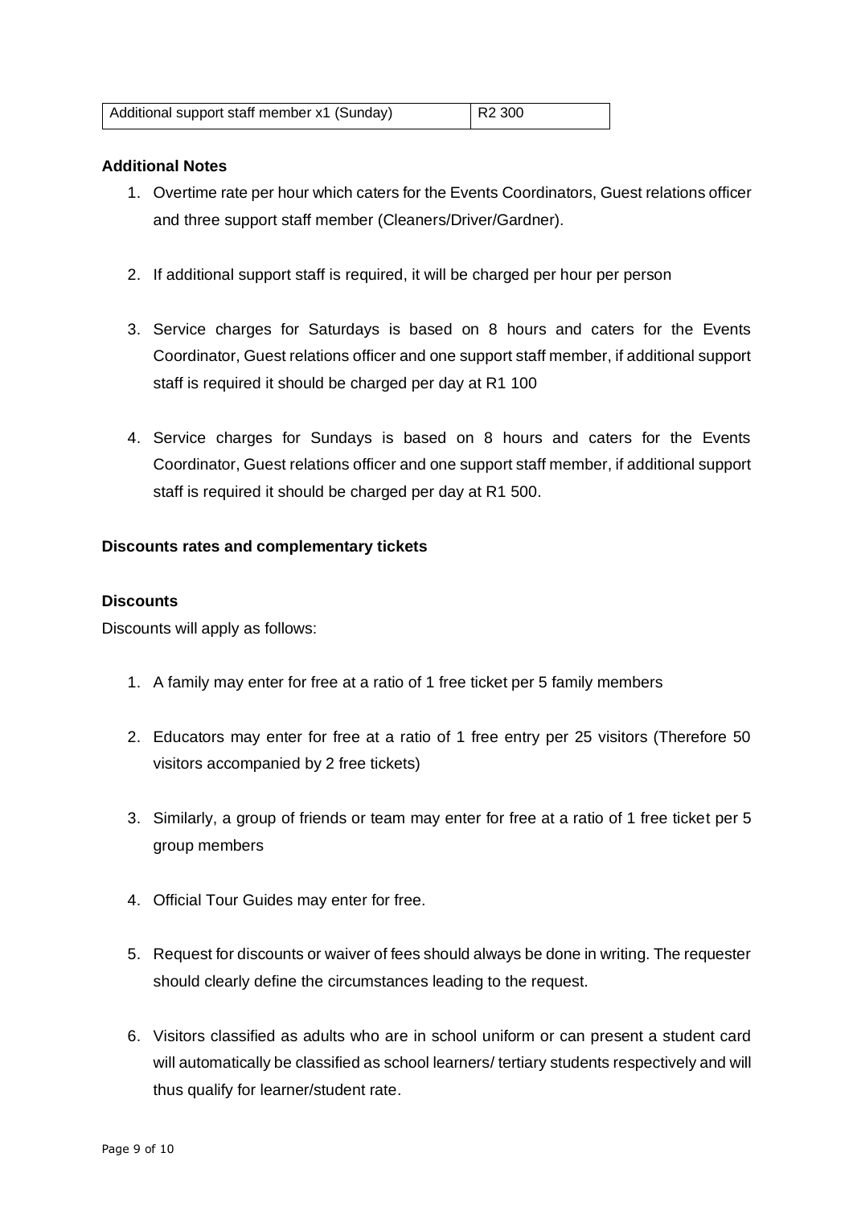| Additional support staff member x1 (Sunday) | R2 300 |
|---|---|

**Additional Notes**

1. Overtime rate per hour which caters for the Events Coordinators, Guest relations officer and three support staff member (Cleaners/Driver/Gardner).

2. If additional support staff is required, it will be charged per hour per person

3. Service charges for Saturdays is based on 8 hours and caters for the Events Coordinator, Guest relations officer and one support staff member, if additional support staff is required it should be charged per day at R1 100

4. Service charges for Sundays is based on 8 hours and caters for the Events Coordinator, Guest relations officer and one support staff member, if additional support staff is required it should be charged per day at R1 500.

**Discounts rates and complementary tickets**

**Discounts**

Discounts will apply as follows:

1. A family may enter for free at a ratio of 1 free ticket per 5 family members

2. Educators may enter for free at a ratio of 1 free entry per 25 visitors (Therefore 50 visitors accompanied by 2 free tickets)

3. Similarly, a group of friends or team may enter for free at a ratio of 1 free ticket per 5 group members

4. Official Tour Guides may enter for free.

5. Request for discounts or waiver of fees should always be done in writing. The requester should clearly define the circumstances leading to the request.

6. Visitors classified as adults who are in school uniform or can present a student card will automatically be classified as school learners/ tertiary students respectively and will thus qualify for learner/student rate.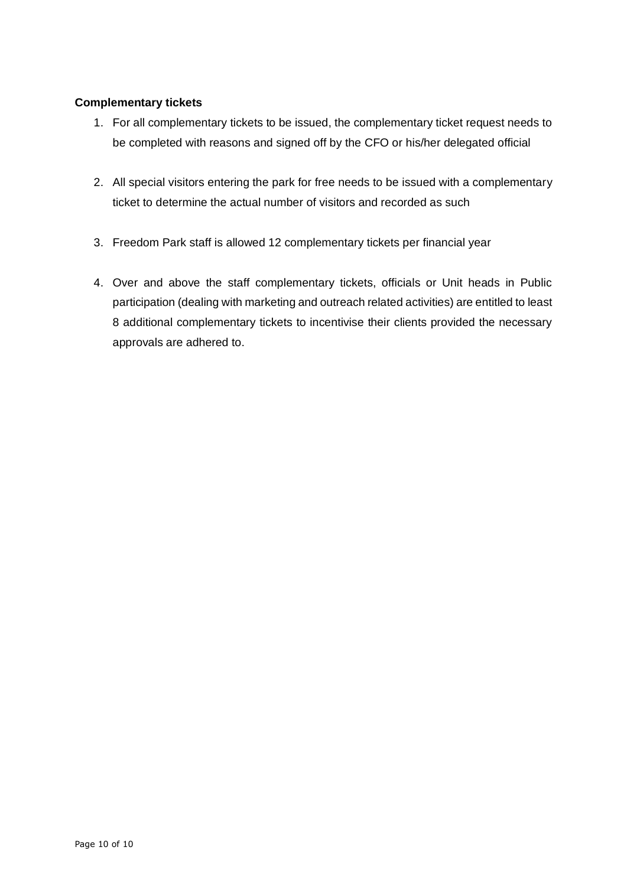**Complementary tickets**

1. For all complementary tickets to be issued, the complementary ticket request needs to be completed with reasons and signed off by the CFO or his/her delegated official
2. All special visitors entering the park for free needs to be issued with a complementary ticket to determine the actual number of visitors and recorded as such
3. Freedom Park staff is allowed 12 complementary tickets per financial year
4. Over and above the staff complementary tickets, officials or Unit heads in Public participation (dealing with marketing and outreach related activities) are entitled to least 8 additional complementary tickets to incentivise their clients provided the necessary approvals are adhered to.